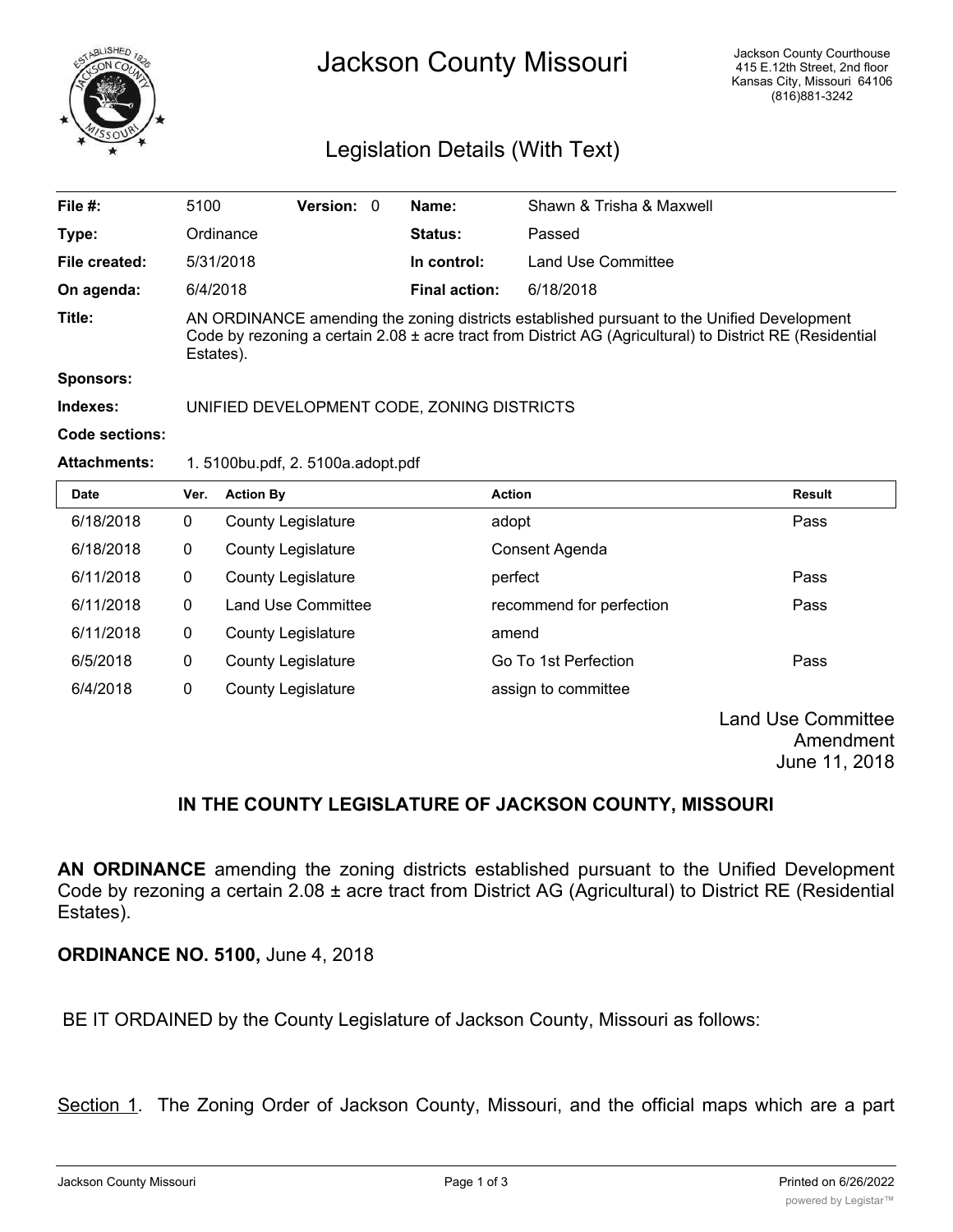# Jackson County Missouri

Jackson County Courthouse
415 E.12th Street, 2nd floor
Kansas City, Missouri 64106
(816)881-3242

## Legislation Details (With Text)

| | | | |
|---|---|---|---|
| **File #:** | 5100 **Version:** 0 | **Name:** | Shawn & Trisha & Maxwell |
| **Type:** | Ordinance | **Status:** | Passed |
| **File created:** | 5/31/2018 | **In control:** | Land Use Committee |
| **On agenda:** | 6/4/2018 | **Final action:** | 6/18/2018 |

**Title:** AN ORDINANCE amending the zoning districts established pursuant to the Unified Development Code by rezoning a certain 2.08 ± acre tract from District AG (Agricultural) to District RE (Residential Estates).

**Sponsors:**

**Indexes:** UNIFIED DEVELOPMENT CODE, ZONING DISTRICTS

**Code sections:**

**Attachments:** 1. 5100bu.pdf, 2. 5100a.adopt.pdf

| Date | Ver. | Action By | Action | Result |
|---|---|---|---|---|
| 6/18/2018 | 0 | County Legislature | adopt | Pass |
| 6/18/2018 | 0 | County Legislature | Consent Agenda | |
| 6/11/2018 | 0 | County Legislature | perfect | Pass |
| 6/11/2018 | 0 | Land Use Committee | recommend for perfection | Pass |
| 6/11/2018 | 0 | County Legislature | amend | |
| 6/5/2018 | 0 | County Legislature | Go To 1st Perfection | Pass |
| 6/4/2018 | 0 | County Legislature | assign to committee | |

Land Use Committee
Amendment
June 11, 2018

**IN THE COUNTY LEGISLATURE OF JACKSON COUNTY, MISSOURI**

**AN ORDINANCE** amending the zoning districts established pursuant to the Unified Development Code by rezoning a certain 2.08 ± acre tract from District AG (Agricultural) to District RE (Residential Estates).

**ORDINANCE NO. 5100,** June 4, 2018

BE IT ORDAINED by the County Legislature of Jackson County, Missouri as follows:

Section 1. The Zoning Order of Jackson County, Missouri, and the official maps which are a part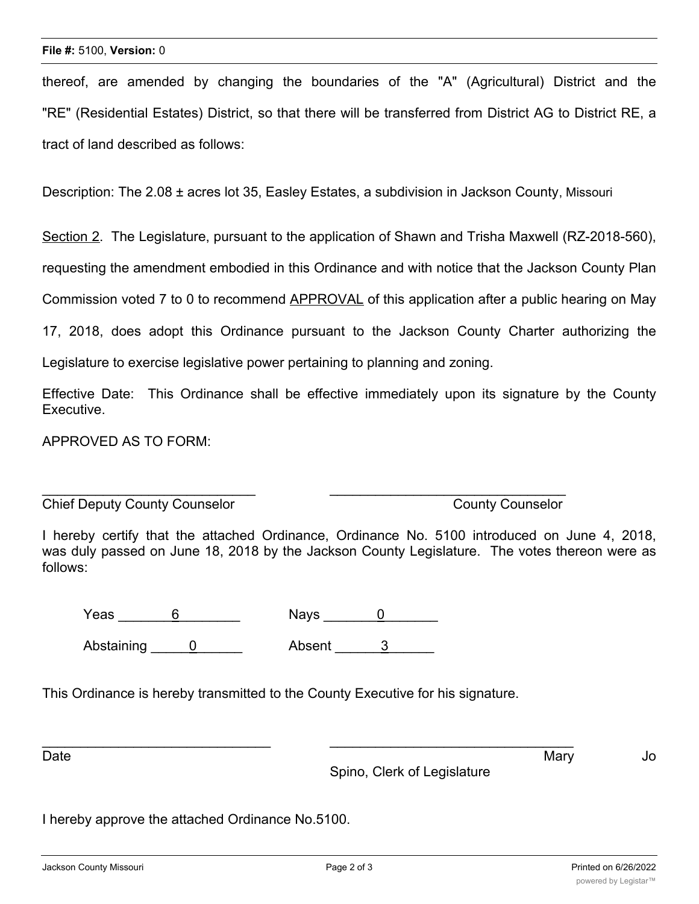thereof, are amended by changing the boundaries of the "A" (Agricultural) District and the "RE" (Residential Estates) District, so that there will be transferred from District AG to District RE, a tract of land described as follows:

Description: The 2.08 ± acres lot 35, Easley Estates, a subdivision in Jackson County, Missouri

Section 2. The Legislature, pursuant to the application of Shawn and Trisha Maxwell (RZ-2018-560), requesting the amendment embodied in this Ordinance and with notice that the Jackson County Plan Commission voted 7 to 0 to recommend APPROVAL of this application after a public hearing on May 17, 2018, does adopt this Ordinance pursuant to the Jackson County Charter authorizing the Legislature to exercise legislative power pertaining to planning and zoning.

Effective Date: This Ordinance shall be effective immediately upon its signature by the County Executive.

APPROVED AS TO FORM:

____________________________ ________________________________

Chief Deputy County Counselor County Counselor

I hereby certify that the attached Ordinance, Ordinance No. 5100 introduced on June 4, 2018, was duly passed on June 18, 2018 by the Jackson County Legislature. The votes thereon were as follows:

Yees ___6___ Nays ___0___

Abstaining ___0___ Absent ___3___

This Ordinance is hereby transmitted to the County Executive for his signature.

______________________________ ________________________________

Date Mary Jo Spino, Clerk of Legislature

I hereby approve the attached Ordinance No.5100.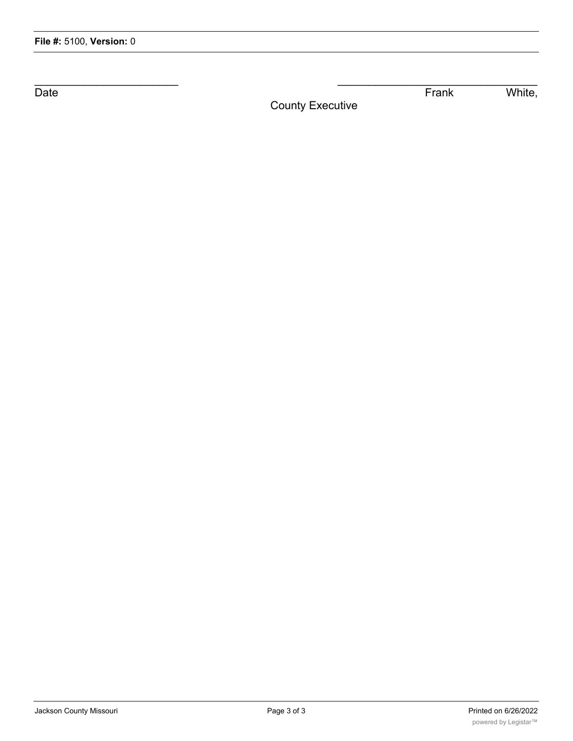_________________________ _________________________________

Date Frank White, County Executive